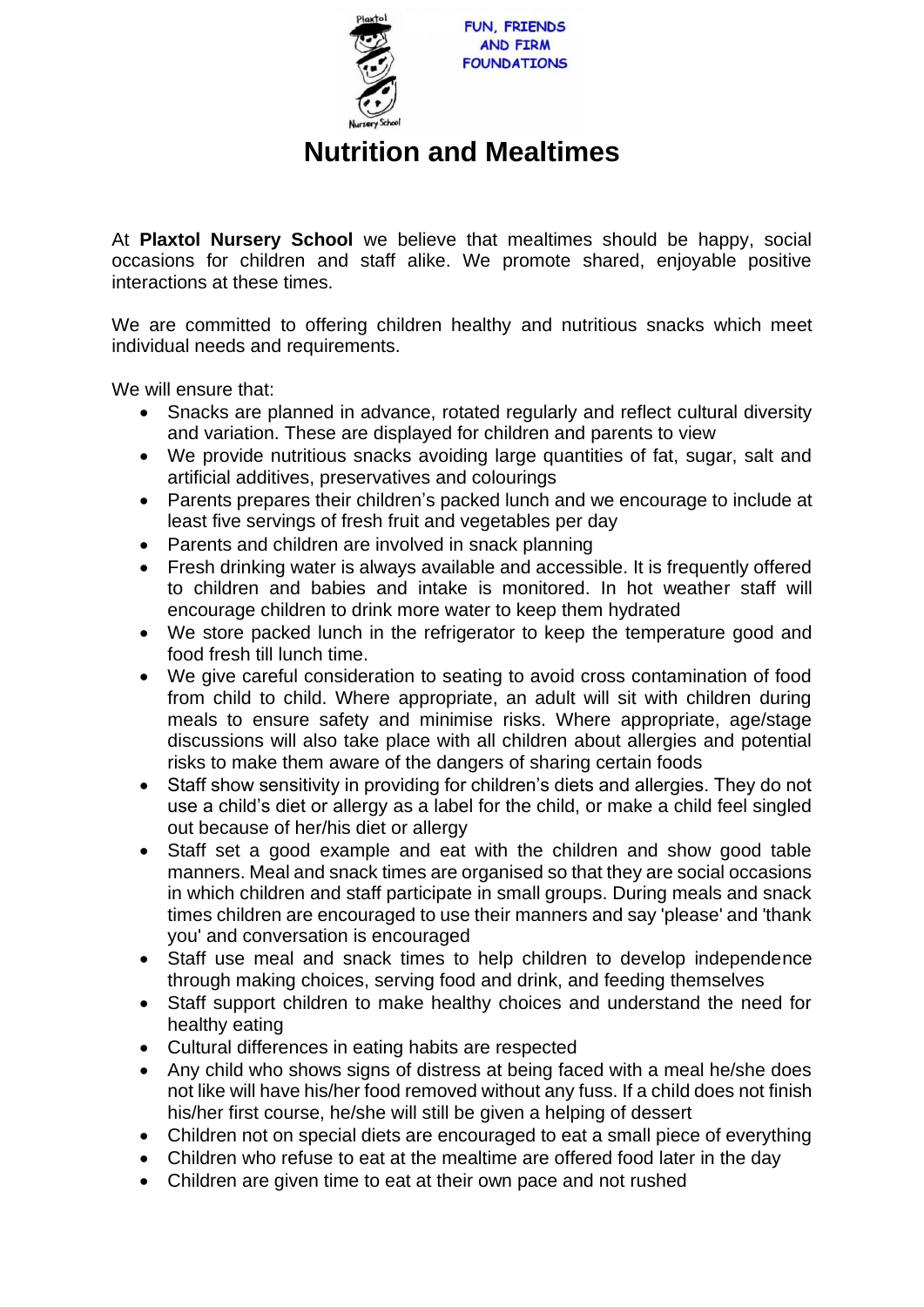FUN, FRIENDS AND FIRM FOUNDATIONS

# Nutrition and Mealtimes

At **Plaxtol Nursery School** we believe that mealtimes should be happy, social occasions for children and staff alike. We promote shared, enjoyable positive interactions at these times.

We are committed to offering children healthy and nutritious snacks which meet individual needs and requirements.

We will ensure that:

- Snacks are planned in advance, rotated regularly and reflect cultural diversity and variation. These are displayed for children and parents to view
- We provide nutritious snacks avoiding large quantities of fat, sugar, salt and artificial additives, preservatives and colourings
- Parents prepares their children's packed lunch and we encourage to include at least five servings of fresh fruit and vegetables per day
- Parents and children are involved in snack planning
- Fresh drinking water is always available and accessible. It is frequently offered to children and babies and intake is monitored. In hot weather staff will encourage children to drink more water to keep them hydrated
- We store packed lunch in the refrigerator to keep the temperature good and food fresh till lunch time.
- We give careful consideration to seating to avoid cross contamination of food from child to child. Where appropriate, an adult will sit with children during meals to ensure safety and minimise risks. Where appropriate, age/stage discussions will also take place with all children about allergies and potential risks to make them aware of the dangers of sharing certain foods
- Staff show sensitivity in providing for children's diets and allergies. They do not use a child's diet or allergy as a label for the child, or make a child feel singled out because of her/his diet or allergy
- Staff set a good example and eat with the children and show good table manners. Meal and snack times are organised so that they are social occasions in which children and staff participate in small groups. During meals and snack times children are encouraged to use their manners and say 'please' and 'thank you' and conversation is encouraged
- Staff use meal and snack times to help children to develop independence through making choices, serving food and drink, and feeding themselves
- Staff support children to make healthy choices and understand the need for healthy eating
- Cultural differences in eating habits are respected
- Any child who shows signs of distress at being faced with a meal he/she does not like will have his/her food removed without any fuss. If a child does not finish his/her first course, he/she will still be given a helping of dessert
- Children not on special diets are encouraged to eat a small piece of everything
- Children who refuse to eat at the mealtime are offered food later in the day
- Children are given time to eat at their own pace and not rushed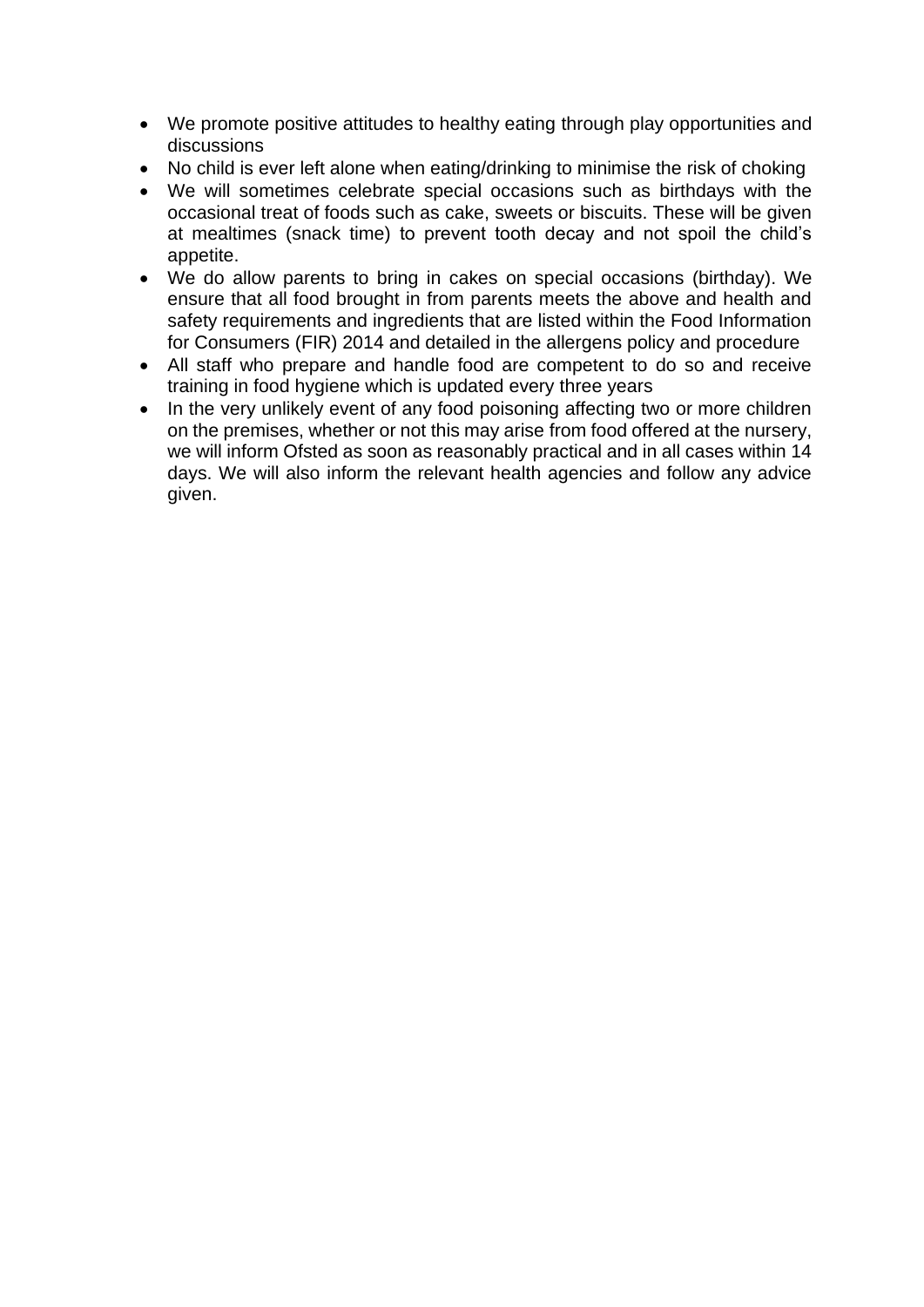- We promote positive attitudes to healthy eating through play opportunities and discussions
- No child is ever left alone when eating/drinking to minimise the risk of choking
- We will sometimes celebrate special occasions such as birthdays with the occasional treat of foods such as cake, sweets or biscuits. These will be given at mealtimes (snack time) to prevent tooth decay and not spoil the child's appetite.
- We do allow parents to bring in cakes on special occasions (birthday). We ensure that all food brought in from parents meets the above and health and safety requirements and ingredients that are listed within the Food Information for Consumers (FIR) 2014 and detailed in the allergens policy and procedure
- All staff who prepare and handle food are competent to do so and receive training in food hygiene which is updated every three years
- In the very unlikely event of any food poisoning affecting two or more children on the premises, whether or not this may arise from food offered at the nursery, we will inform Ofsted as soon as reasonably practical and in all cases within 14 days. We will also inform the relevant health agencies and follow any advice given.